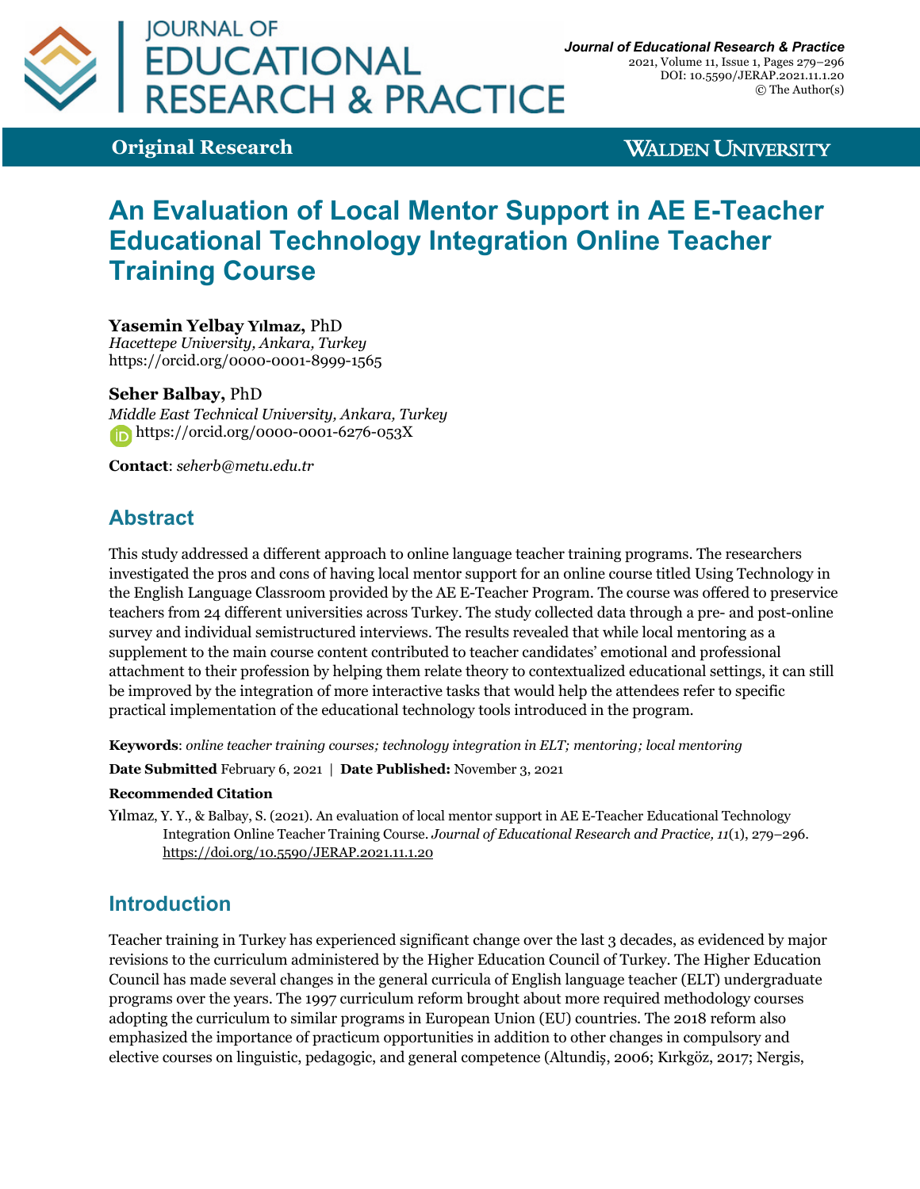**Original Research**

# An Evaluation of Local Mentor Support in AE E-Teacher Educational Technology Integration Online Teacher Training Course

**Yasemin Yelbay Yılmaz,** PhD
*Hacettepe University, Ankara, Turkey*
https://orcid.org/0000-0001-8999-1565

**Seher Balbay,** PhD
*Middle East Technical University, Ankara, Turkey*
https://orcid.org/0000-0001-6276-053X

**Contact**: *seherb@metu.edu.tr*

## Abstract

This study addressed a different approach to online language teacher training programs. The researchers investigated the pros and cons of having local mentor support for an online course titled Using Technology in the English Language Classroom provided by the AE E-Teacher Program. The course was offered to preservice teachers from 24 different universities across Turkey. The study collected data through a pre- and post-online survey and individual semistructured interviews. The results revealed that while local mentoring as a supplement to the main course content contributed to teacher candidates' emotional and professional attachment to their profession by helping them relate theory to contextualized educational settings, it can still be improved by the integration of more interactive tasks that would help the attendees refer to specific practical implementation of the educational technology tools introduced in the program.

**Keywords**: *online teacher training courses; technology integration in ELT; mentoring; local mentoring*

**Date Submitted** February 6, 2021 | **Date Published:** November 3, 2021

**Recommended Citation**

Yılmaz, Y. Y., & Balbay, S. (2021). An evaluation of local mentor support in AE E-Teacher Educational Technology Integration Online Teacher Training Course. *Journal of Educational Research and Practice, 11*(1), 279–296. https://doi.org/10.5590/JERAP.2021.11.1.20

## Introduction

Teacher training in Turkey has experienced significant change over the last 3 decades, as evidenced by major revisions to the curriculum administered by the Higher Education Council of Turkey. The Higher Education Council has made several changes in the general curricula of English language teacher (ELT) undergraduate programs over the years. The 1997 curriculum reform brought about more required methodology courses adopting the curriculum to similar programs in European Union (EU) countries. The 2018 reform also emphasized the importance of practicum opportunities in addition to other changes in compulsory and elective courses on linguistic, pedagogic, and general competence (Altundiş, 2006; Kırkgöz, 2017; Nergis,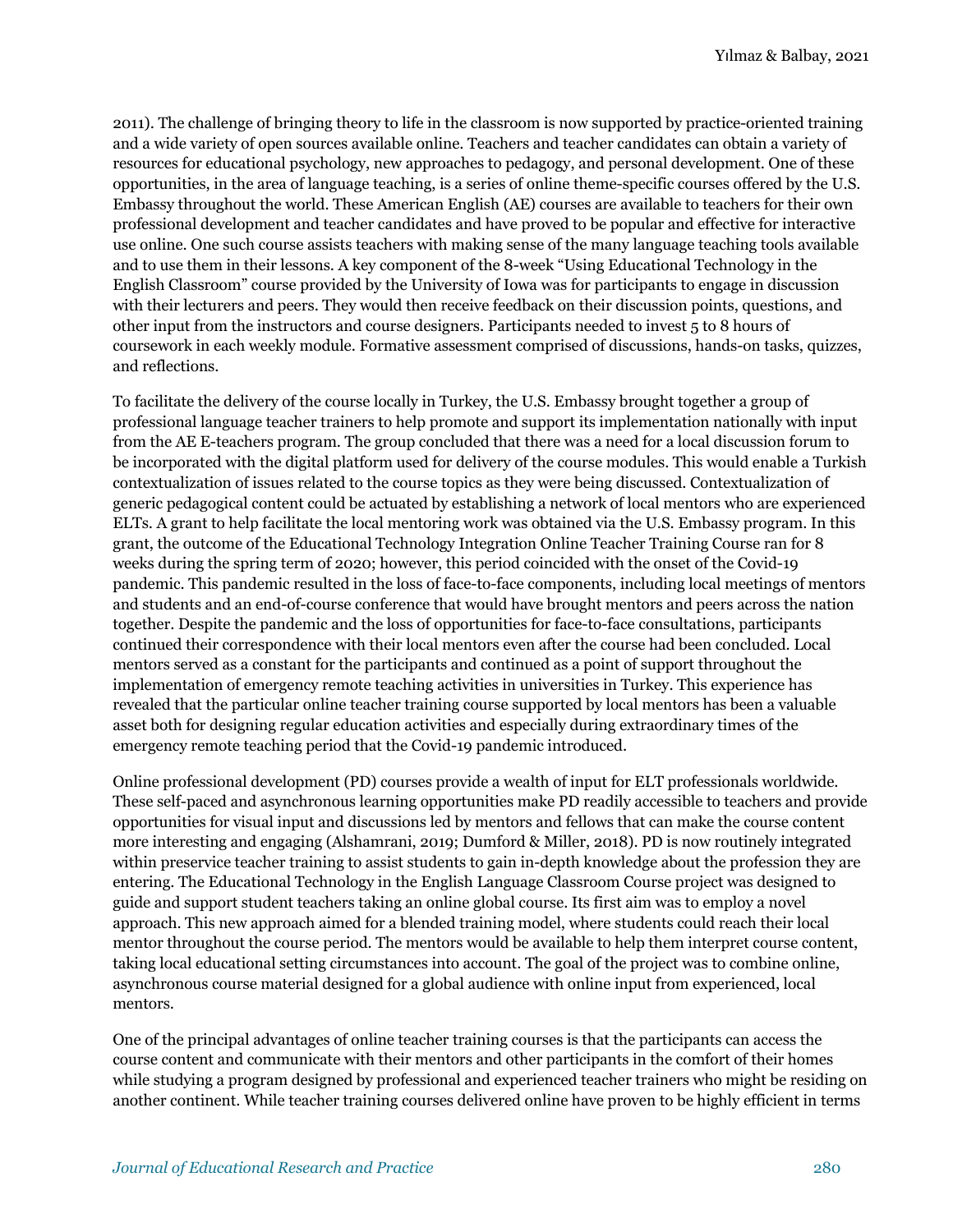2011). The challenge of bringing theory to life in the classroom is now supported by practice-oriented training and a wide variety of open sources available online. Teachers and teacher candidates can obtain a variety of resources for educational psychology, new approaches to pedagogy, and personal development. One of these opportunities, in the area of language teaching, is a series of online theme-specific courses offered by the U.S. Embassy throughout the world. These American English (AE) courses are available to teachers for their own professional development and teacher candidates and have proved to be popular and effective for interactive use online. One such course assists teachers with making sense of the many language teaching tools available and to use them in their lessons. A key component of the 8-week "Using Educational Technology in the English Classroom" course provided by the University of Iowa was for participants to engage in discussion with their lecturers and peers. They would then receive feedback on their discussion points, questions, and other input from the instructors and course designers. Participants needed to invest 5 to 8 hours of coursework in each weekly module. Formative assessment comprised of discussions, hands-on tasks, quizzes, and reflections.

To facilitate the delivery of the course locally in Turkey, the U.S. Embassy brought together a group of professional language teacher trainers to help promote and support its implementation nationally with input from the AE E-teachers program. The group concluded that there was a need for a local discussion forum to be incorporated with the digital platform used for delivery of the course modules. This would enable a Turkish contextualization of issues related to the course topics as they were being discussed. Contextualization of generic pedagogical content could be actuated by establishing a network of local mentors who are experienced ELTs. A grant to help facilitate the local mentoring work was obtained via the U.S. Embassy program. In this grant, the outcome of the Educational Technology Integration Online Teacher Training Course ran for 8 weeks during the spring term of 2020; however, this period coincided with the onset of the Covid-19 pandemic. This pandemic resulted in the loss of face-to-face components, including local meetings of mentors and students and an end-of-course conference that would have brought mentors and peers across the nation together. Despite the pandemic and the loss of opportunities for face-to-face consultations, participants continued their correspondence with their local mentors even after the course had been concluded. Local mentors served as a constant for the participants and continued as a point of support throughout the implementation of emergency remote teaching activities in universities in Turkey. This experience has revealed that the particular online teacher training course supported by local mentors has been a valuable asset both for designing regular education activities and especially during extraordinary times of the emergency remote teaching period that the Covid-19 pandemic introduced.

Online professional development (PD) courses provide a wealth of input for ELT professionals worldwide. These self-paced and asynchronous learning opportunities make PD readily accessible to teachers and provide opportunities for visual input and discussions led by mentors and fellows that can make the course content more interesting and engaging (Alshamrani, 2019; Dumford & Miller, 2018). PD is now routinely integrated within preservice teacher training to assist students to gain in-depth knowledge about the profession they are entering. The Educational Technology in the English Language Classroom Course project was designed to guide and support student teachers taking an online global course. Its first aim was to employ a novel approach. This new approach aimed for a blended training model, where students could reach their local mentor throughout the course period. The mentors would be available to help them interpret course content, taking local educational setting circumstances into account. The goal of the project was to combine online, asynchronous course material designed for a global audience with online input from experienced, local mentors.

One of the principal advantages of online teacher training courses is that the participants can access the course content and communicate with their mentors and other participants in the comfort of their homes while studying a program designed by professional and experienced teacher trainers who might be residing on another continent. While teacher training courses delivered online have proven to be highly efficient in terms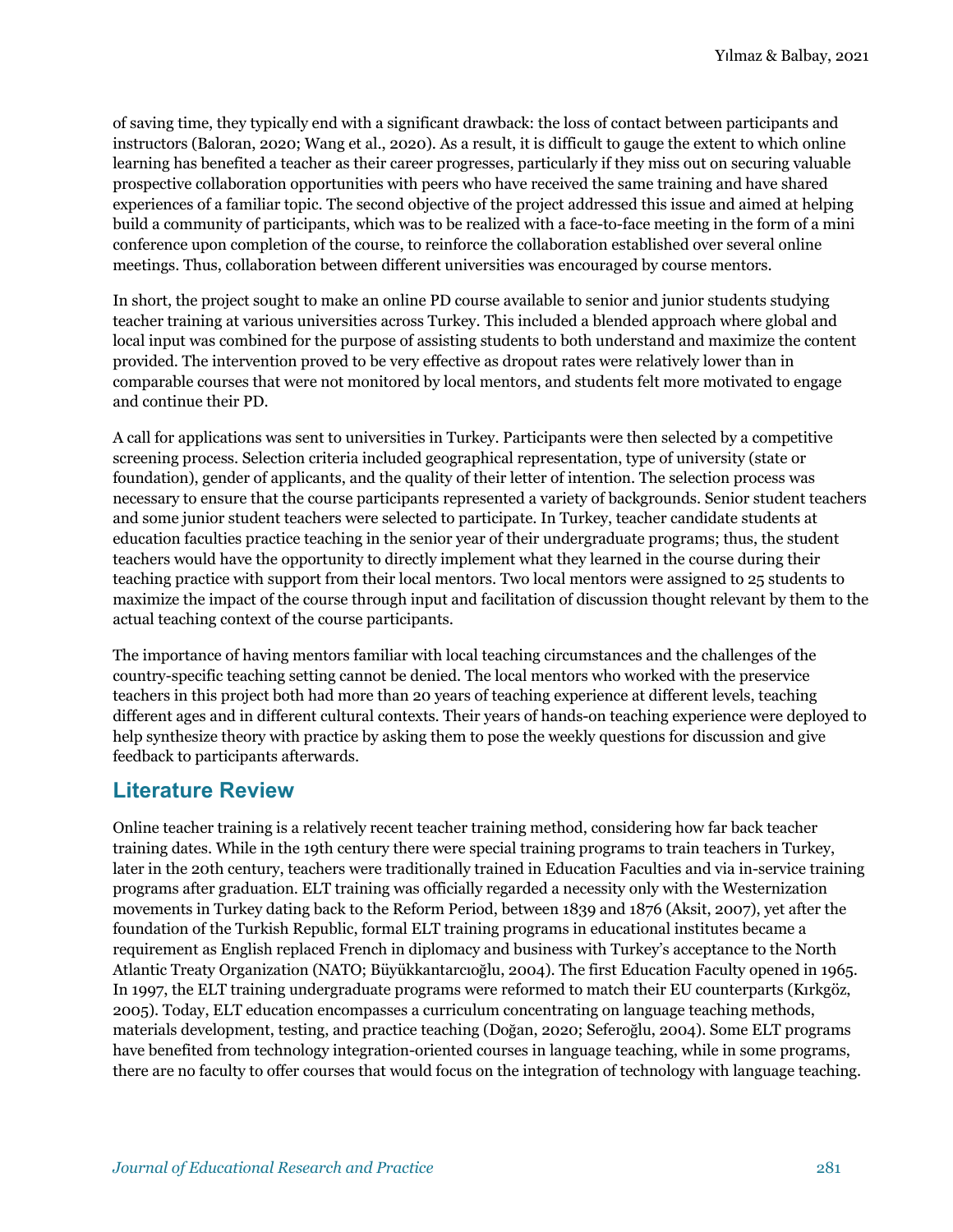of saving time, they typically end with a significant drawback: the loss of contact between participants and instructors (Baloran, 2020; Wang et al., 2020). As a result, it is difficult to gauge the extent to which online learning has benefited a teacher as their career progresses, particularly if they miss out on securing valuable prospective collaboration opportunities with peers who have received the same training and have shared experiences of a familiar topic. The second objective of the project addressed this issue and aimed at helping build a community of participants, which was to be realized with a face-to-face meeting in the form of a mini conference upon completion of the course, to reinforce the collaboration established over several online meetings. Thus, collaboration between different universities was encouraged by course mentors.

In short, the project sought to make an online PD course available to senior and junior students studying teacher training at various universities across Turkey. This included a blended approach where global and local input was combined for the purpose of assisting students to both understand and maximize the content provided. The intervention proved to be very effective as dropout rates were relatively lower than in comparable courses that were not monitored by local mentors, and students felt more motivated to engage and continue their PD.

A call for applications was sent to universities in Turkey. Participants were then selected by a competitive screening process. Selection criteria included geographical representation, type of university (state or foundation), gender of applicants, and the quality of their letter of intention. The selection process was necessary to ensure that the course participants represented a variety of backgrounds. Senior student teachers and some junior student teachers were selected to participate. In Turkey, teacher candidate students at education faculties practice teaching in the senior year of their undergraduate programs; thus, the student teachers would have the opportunity to directly implement what they learned in the course during their teaching practice with support from their local mentors. Two local mentors were assigned to 25 students to maximize the impact of the course through input and facilitation of discussion thought relevant by them to the actual teaching context of the course participants.

The importance of having mentors familiar with local teaching circumstances and the challenges of the country-specific teaching setting cannot be denied. The local mentors who worked with the preservice teachers in this project both had more than 20 years of teaching experience at different levels, teaching different ages and in different cultural contexts. Their years of hands-on teaching experience were deployed to help synthesize theory with practice by asking them to pose the weekly questions for discussion and give feedback to participants afterwards.

## Literature Review

Online teacher training is a relatively recent teacher training method, considering how far back teacher training dates. While in the 19th century there were special training programs to train teachers in Turkey, later in the 20th century, teachers were traditionally trained in Education Faculties and via in-service training programs after graduation. ELT training was officially regarded a necessity only with the Westernization movements in Turkey dating back to the Reform Period, between 1839 and 1876 (Aksit, 2007), yet after the foundation of the Turkish Republic, formal ELT training programs in educational institutes became a requirement as English replaced French in diplomacy and business with Turkey's acceptance to the North Atlantic Treaty Organization (NATO; Büyükkantarcıoğlu, 2004). The first Education Faculty opened in 1965. In 1997, the ELT training undergraduate programs were reformed to match their EU counterparts (Kırkgöz, 2005). Today, ELT education encompasses a curriculum concentrating on language teaching methods, materials development, testing, and practice teaching (Doğan, 2020; Seferoğlu, 2004). Some ELT programs have benefited from technology integration-oriented courses in language teaching, while in some programs, there are no faculty to offer courses that would focus on the integration of technology with language teaching.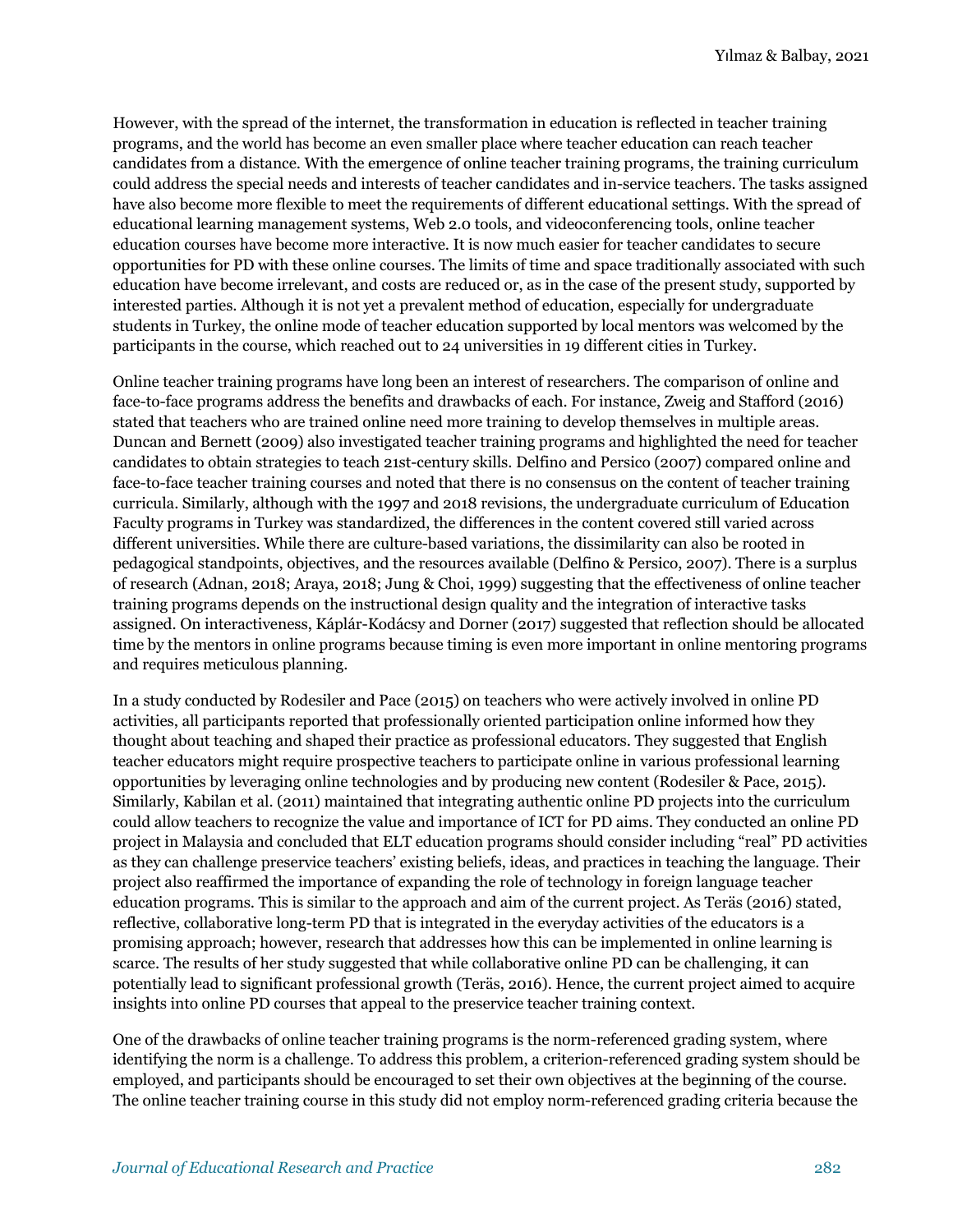However, with the spread of the internet, the transformation in education is reflected in teacher training programs, and the world has become an even smaller place where teacher education can reach teacher candidates from a distance. With the emergence of online teacher training programs, the training curriculum could address the special needs and interests of teacher candidates and in-service teachers. The tasks assigned have also become more flexible to meet the requirements of different educational settings. With the spread of educational learning management systems, Web 2.0 tools, and videoconferencing tools, online teacher education courses have become more interactive. It is now much easier for teacher candidates to secure opportunities for PD with these online courses. The limits of time and space traditionally associated with such education have become irrelevant, and costs are reduced or, as in the case of the present study, supported by interested parties. Although it is not yet a prevalent method of education, especially for undergraduate students in Turkey, the online mode of teacher education supported by local mentors was welcomed by the participants in the course, which reached out to 24 universities in 19 different cities in Turkey.

Online teacher training programs have long been an interest of researchers. The comparison of online and face-to-face programs address the benefits and drawbacks of each. For instance, Zweig and Stafford (2016) stated that teachers who are trained online need more training to develop themselves in multiple areas. Duncan and Bernett (2009) also investigated teacher training programs and highlighted the need for teacher candidates to obtain strategies to teach 21st-century skills. Delfino and Persico (2007) compared online and face-to-face teacher training courses and noted that there is no consensus on the content of teacher training curricula. Similarly, although with the 1997 and 2018 revisions, the undergraduate curriculum of Education Faculty programs in Turkey was standardized, the differences in the content covered still varied across different universities. While there are culture-based variations, the dissimilarity can also be rooted in pedagogical standpoints, objectives, and the resources available (Delfino & Persico, 2007). There is a surplus of research (Adnan, 2018; Araya, 2018; Jung & Choi, 1999) suggesting that the effectiveness of online teacher training programs depends on the instructional design quality and the integration of interactive tasks assigned. On interactiveness, Káplár-Kodácsy and Dorner (2017) suggested that reflection should be allocated time by the mentors in online programs because timing is even more important in online mentoring programs and requires meticulous planning.

In a study conducted by Rodesiler and Pace (2015) on teachers who were actively involved in online PD activities, all participants reported that professionally oriented participation online informed how they thought about teaching and shaped their practice as professional educators. They suggested that English teacher educators might require prospective teachers to participate online in various professional learning opportunities by leveraging online technologies and by producing new content (Rodesiler & Pace, 2015). Similarly, Kabilan et al. (2011) maintained that integrating authentic online PD projects into the curriculum could allow teachers to recognize the value and importance of ICT for PD aims. They conducted an online PD project in Malaysia and concluded that ELT education programs should consider including "real" PD activities as they can challenge preservice teachers' existing beliefs, ideas, and practices in teaching the language. Their project also reaffirmed the importance of expanding the role of technology in foreign language teacher education programs. This is similar to the approach and aim of the current project. As Teräs (2016) stated, reflective, collaborative long-term PD that is integrated in the everyday activities of the educators is a promising approach; however, research that addresses how this can be implemented in online learning is scarce. The results of her study suggested that while collaborative online PD can be challenging, it can potentially lead to significant professional growth (Teräs, 2016). Hence, the current project aimed to acquire insights into online PD courses that appeal to the preservice teacher training context.

One of the drawbacks of online teacher training programs is the norm-referenced grading system, where identifying the norm is a challenge. To address this problem, a criterion-referenced grading system should be employed, and participants should be encouraged to set their own objectives at the beginning of the course. The online teacher training course in this study did not employ norm-referenced grading criteria because the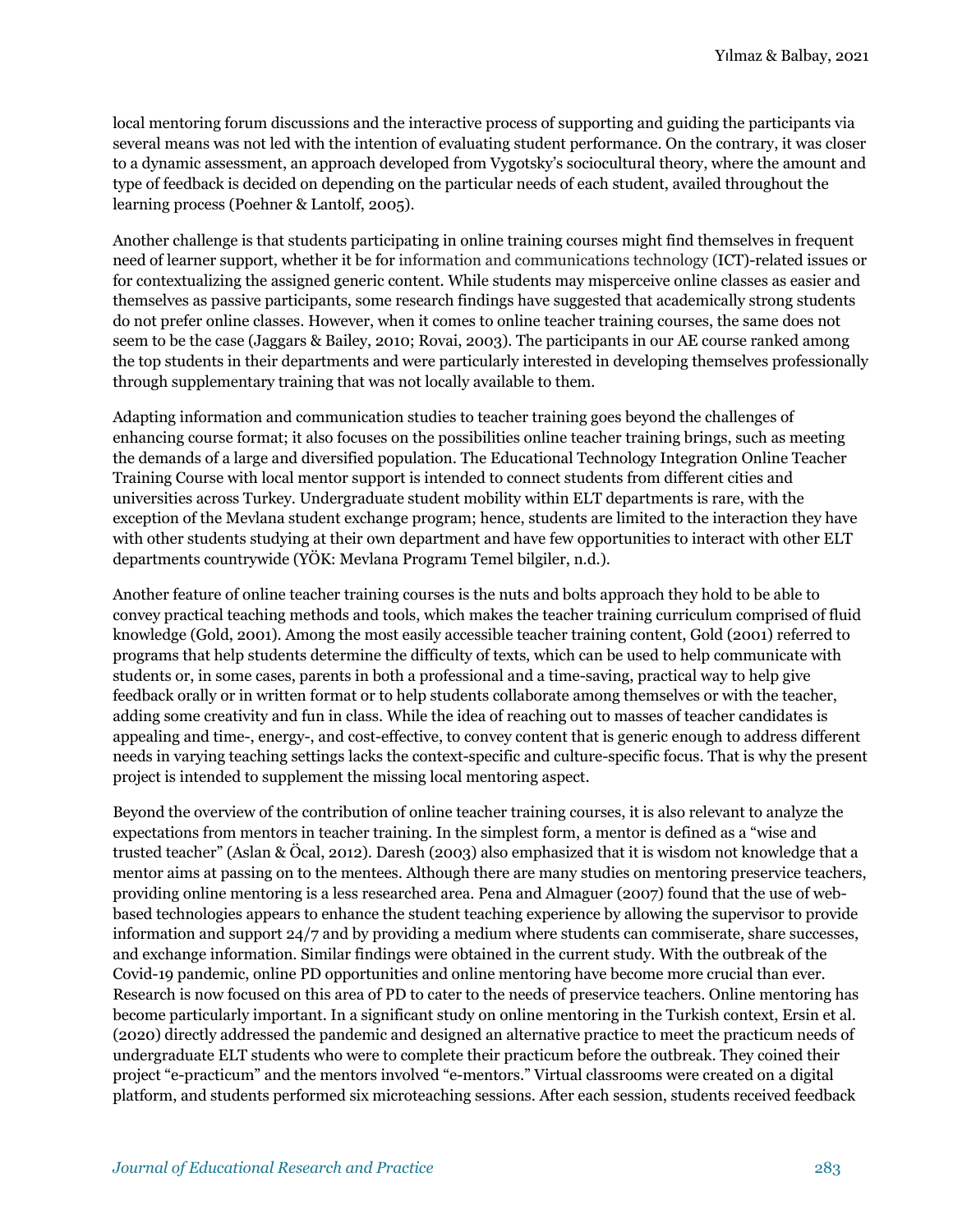local mentoring forum discussions and the interactive process of supporting and guiding the participants via several means was not led with the intention of evaluating student performance. On the contrary, it was closer to a dynamic assessment, an approach developed from Vygotsky's sociocultural theory, where the amount and type of feedback is decided on depending on the particular needs of each student, availed throughout the learning process (Poehner & Lantolf, 2005).

Another challenge is that students participating in online training courses might find themselves in frequent need of learner support, whether it be for information and communications technology (ICT)-related issues or for contextualizing the assigned generic content. While students may misperceive online classes as easier and themselves as passive participants, some research findings have suggested that academically strong students do not prefer online classes. However, when it comes to online teacher training courses, the same does not seem to be the case (Jaggars & Bailey, 2010; Rovai, 2003). The participants in our AE course ranked among the top students in their departments and were particularly interested in developing themselves professionally through supplementary training that was not locally available to them.

Adapting information and communication studies to teacher training goes beyond the challenges of enhancing course format; it also focuses on the possibilities online teacher training brings, such as meeting the demands of a large and diversified population. The Educational Technology Integration Online Teacher Training Course with local mentor support is intended to connect students from different cities and universities across Turkey. Undergraduate student mobility within ELT departments is rare, with the exception of the Mevlana student exchange program; hence, students are limited to the interaction they have with other students studying at their own department and have few opportunities to interact with other ELT departments countrywide (YÖK: Mevlana Programı Temel bilgiler, n.d.).

Another feature of online teacher training courses is the nuts and bolts approach they hold to be able to convey practical teaching methods and tools, which makes the teacher training curriculum comprised of fluid knowledge (Gold, 2001). Among the most easily accessible teacher training content, Gold (2001) referred to programs that help students determine the difficulty of texts, which can be used to help communicate with students or, in some cases, parents in both a professional and a time-saving, practical way to help give feedback orally or in written format or to help students collaborate among themselves or with the teacher, adding some creativity and fun in class. While the idea of reaching out to masses of teacher candidates is appealing and time-, energy-, and cost-effective, to convey content that is generic enough to address different needs in varying teaching settings lacks the context-specific and culture-specific focus. That is why the present project is intended to supplement the missing local mentoring aspect.

Beyond the overview of the contribution of online teacher training courses, it is also relevant to analyze the expectations from mentors in teacher training. In the simplest form, a mentor is defined as a "wise and trusted teacher" (Aslan & Öcal, 2012). Daresh (2003) also emphasized that it is wisdom not knowledge that a mentor aims at passing on to the mentees. Although there are many studies on mentoring preservice teachers, providing online mentoring is a less researched area. Pena and Almaguer (2007) found that the use of web-based technologies appears to enhance the student teaching experience by allowing the supervisor to provide information and support 24/7 and by providing a medium where students can commiserate, share successes, and exchange information. Similar findings were obtained in the current study. With the outbreak of the Covid-19 pandemic, online PD opportunities and online mentoring have become more crucial than ever. Research is now focused on this area of PD to cater to the needs of preservice teachers. Online mentoring has become particularly important. In a significant study on online mentoring in the Turkish context, Ersin et al. (2020) directly addressed the pandemic and designed an alternative practice to meet the practicum needs of undergraduate ELT students who were to complete their practicum before the outbreak. They coined their project "e-practicum" and the mentors involved "e-mentors." Virtual classrooms were created on a digital platform, and students performed six microteaching sessions. After each session, students received feedback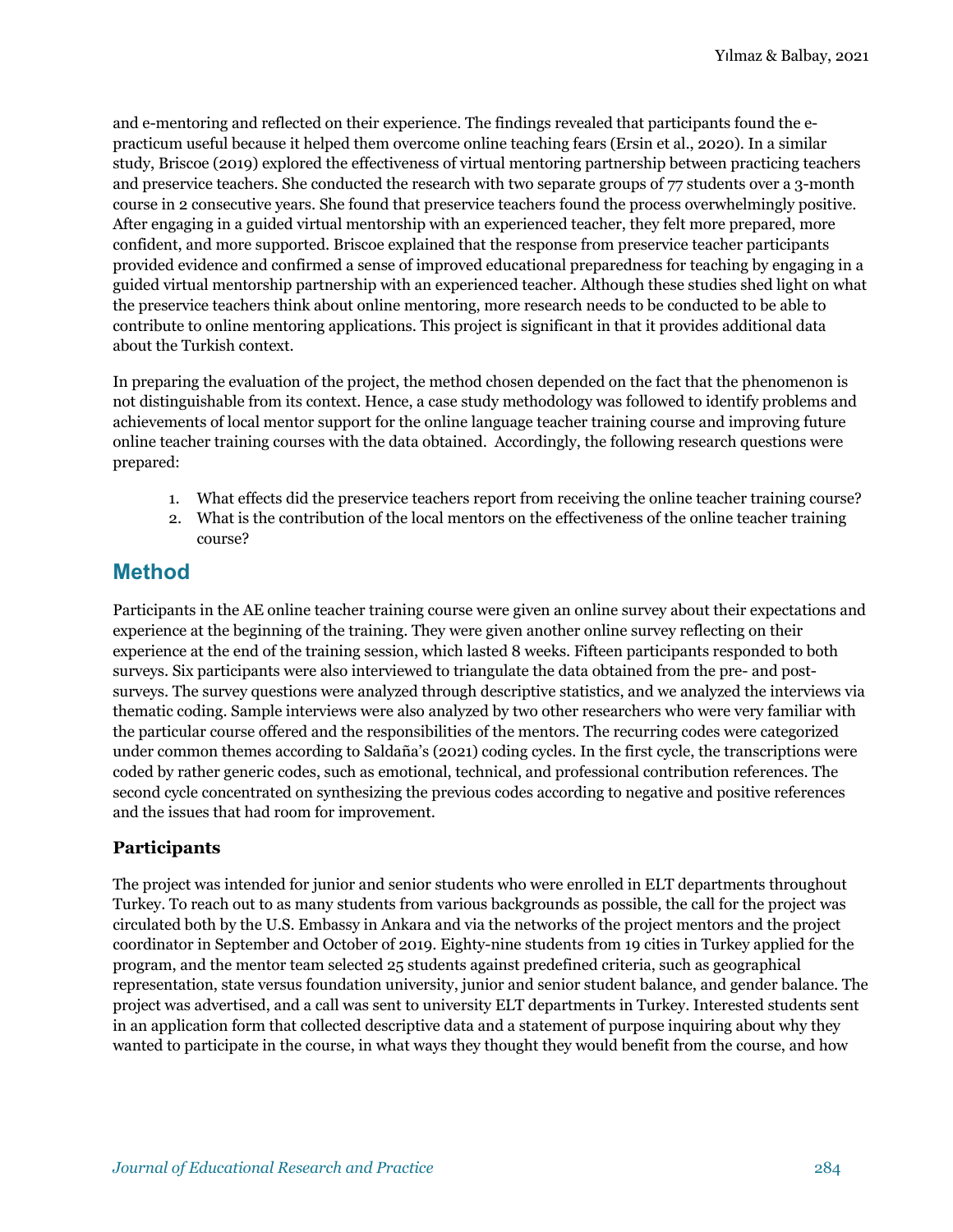and e-mentoring and reflected on their experience. The findings revealed that participants found the e-practicum useful because it helped them overcome online teaching fears (Ersin et al., 2020). In a similar study, Briscoe (2019) explored the effectiveness of virtual mentoring partnership between practicing teachers and preservice teachers. She conducted the research with two separate groups of 77 students over a 3-month course in 2 consecutive years. She found that preservice teachers found the process overwhelmingly positive. After engaging in a guided virtual mentorship with an experienced teacher, they felt more prepared, more confident, and more supported. Briscoe explained that the response from preservice teacher participants provided evidence and confirmed a sense of improved educational preparedness for teaching by engaging in a guided virtual mentorship partnership with an experienced teacher. Although these studies shed light on what the preservice teachers think about online mentoring, more research needs to be conducted to be able to contribute to online mentoring applications. This project is significant in that it provides additional data about the Turkish context.

In preparing the evaluation of the project, the method chosen depended on the fact that the phenomenon is not distinguishable from its context. Hence, a case study methodology was followed to identify problems and achievements of local mentor support for the online language teacher training course and improving future online teacher training courses with the data obtained. Accordingly, the following research questions were prepared:

1. What effects did the preservice teachers report from receiving the online teacher training course?
2. What is the contribution of the local mentors on the effectiveness of the online teacher training course?

## Method

Participants in the AE online teacher training course were given an online survey about their expectations and experience at the beginning of the training. They were given another online survey reflecting on their experience at the end of the training session, which lasted 8 weeks. Fifteen participants responded to both surveys. Six participants were also interviewed to triangulate the data obtained from the pre- and post-surveys. The survey questions were analyzed through descriptive statistics, and we analyzed the interviews via thematic coding. Sample interviews were also analyzed by two other researchers who were very familiar with the particular course offered and the responsibilities of the mentors. The recurring codes were categorized under common themes according to Saldaña's (2021) coding cycles. In the first cycle, the transcriptions were coded by rather generic codes, such as emotional, technical, and professional contribution references. The second cycle concentrated on synthesizing the previous codes according to negative and positive references and the issues that had room for improvement.

### Participants

The project was intended for junior and senior students who were enrolled in ELT departments throughout Turkey. To reach out to as many students from various backgrounds as possible, the call for the project was circulated both by the U.S. Embassy in Ankara and via the networks of the project mentors and the project coordinator in September and October of 2019. Eighty-nine students from 19 cities in Turkey applied for the program, and the mentor team selected 25 students against predefined criteria, such as geographical representation, state versus foundation university, junior and senior student balance, and gender balance. The project was advertised, and a call was sent to university ELT departments in Turkey. Interested students sent in an application form that collected descriptive data and a statement of purpose inquiring about why they wanted to participate in the course, in what ways they thought they would benefit from the course, and how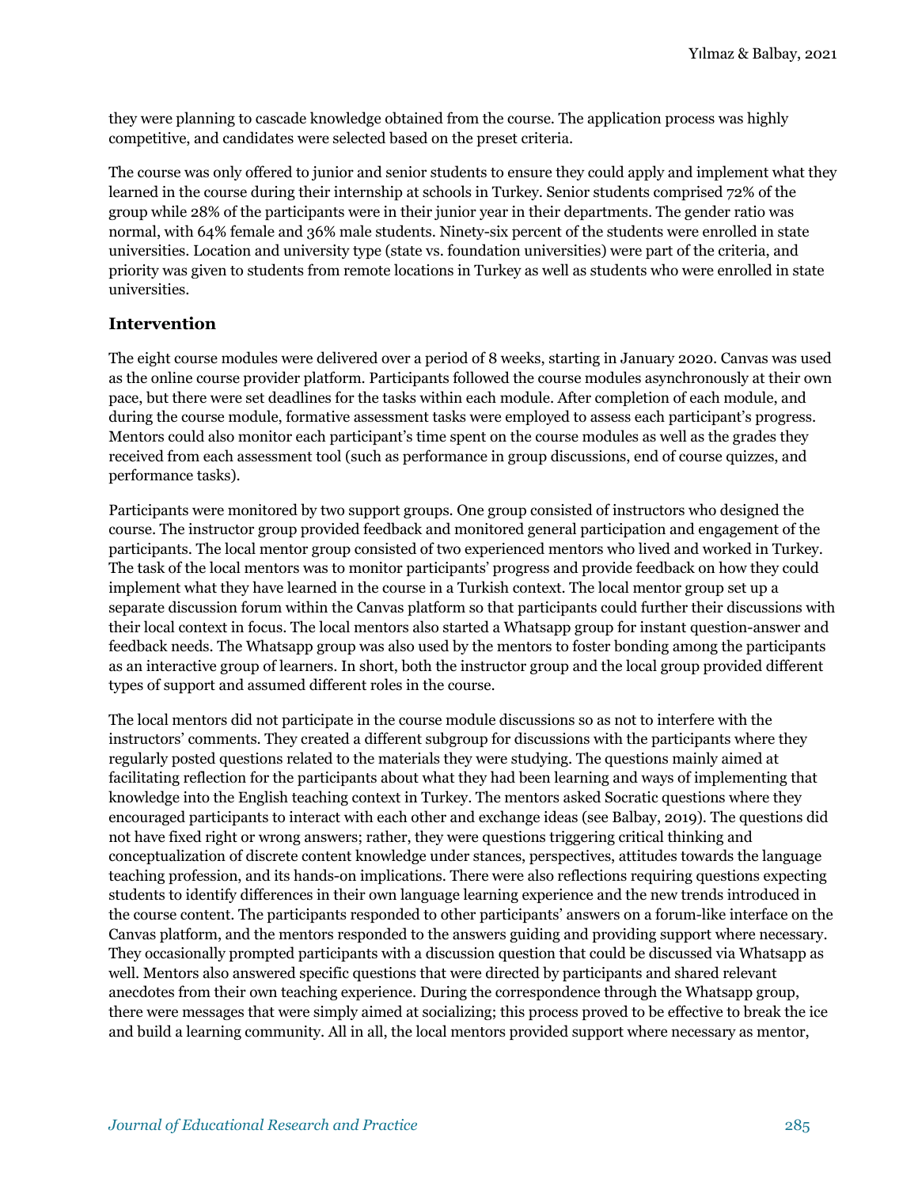they were planning to cascade knowledge obtained from the course. The application process was highly competitive, and candidates were selected based on the preset criteria.

The course was only offered to junior and senior students to ensure they could apply and implement what they learned in the course during their internship at schools in Turkey. Senior students comprised 72% of the group while 28% of the participants were in their junior year in their departments. The gender ratio was normal, with 64% female and 36% male students. Ninety-six percent of the students were enrolled in state universities. Location and university type (state vs. foundation universities) were part of the criteria, and priority was given to students from remote locations in Turkey as well as students who were enrolled in state universities.

### Intervention

The eight course modules were delivered over a period of 8 weeks, starting in January 2020. Canvas was used as the online course provider platform. Participants followed the course modules asynchronously at their own pace, but there were set deadlines for the tasks within each module. After completion of each module, and during the course module, formative assessment tasks were employed to assess each participant's progress. Mentors could also monitor each participant's time spent on the course modules as well as the grades they received from each assessment tool (such as performance in group discussions, end of course quizzes, and performance tasks).

Participants were monitored by two support groups. One group consisted of instructors who designed the course. The instructor group provided feedback and monitored general participation and engagement of the participants. The local mentor group consisted of two experienced mentors who lived and worked in Turkey. The task of the local mentors was to monitor participants' progress and provide feedback on how they could implement what they have learned in the course in a Turkish context. The local mentor group set up a separate discussion forum within the Canvas platform so that participants could further their discussions with their local context in focus. The local mentors also started a Whatsapp group for instant question-answer and feedback needs. The Whatsapp group was also used by the mentors to foster bonding among the participants as an interactive group of learners. In short, both the instructor group and the local group provided different types of support and assumed different roles in the course.

The local mentors did not participate in the course module discussions so as not to interfere with the instructors' comments. They created a different subgroup for discussions with the participants where they regularly posted questions related to the materials they were studying. The questions mainly aimed at facilitating reflection for the participants about what they had been learning and ways of implementing that knowledge into the English teaching context in Turkey. The mentors asked Socratic questions where they encouraged participants to interact with each other and exchange ideas (see Balbay, 2019). The questions did not have fixed right or wrong answers; rather, they were questions triggering critical thinking and conceptualization of discrete content knowledge under stances, perspectives, attitudes towards the language teaching profession, and its hands-on implications. There were also reflections requiring questions expecting students to identify differences in their own language learning experience and the new trends introduced in the course content. The participants responded to other participants' answers on a forum-like interface on the Canvas platform, and the mentors responded to the answers guiding and providing support where necessary. They occasionally prompted participants with a discussion question that could be discussed via Whatsapp as well. Mentors also answered specific questions that were directed by participants and shared relevant anecdotes from their own teaching experience. During the correspondence through the Whatsapp group, there were messages that were simply aimed at socializing; this process proved to be effective to break the ice and build a learning community. All in all, the local mentors provided support where necessary as mentor,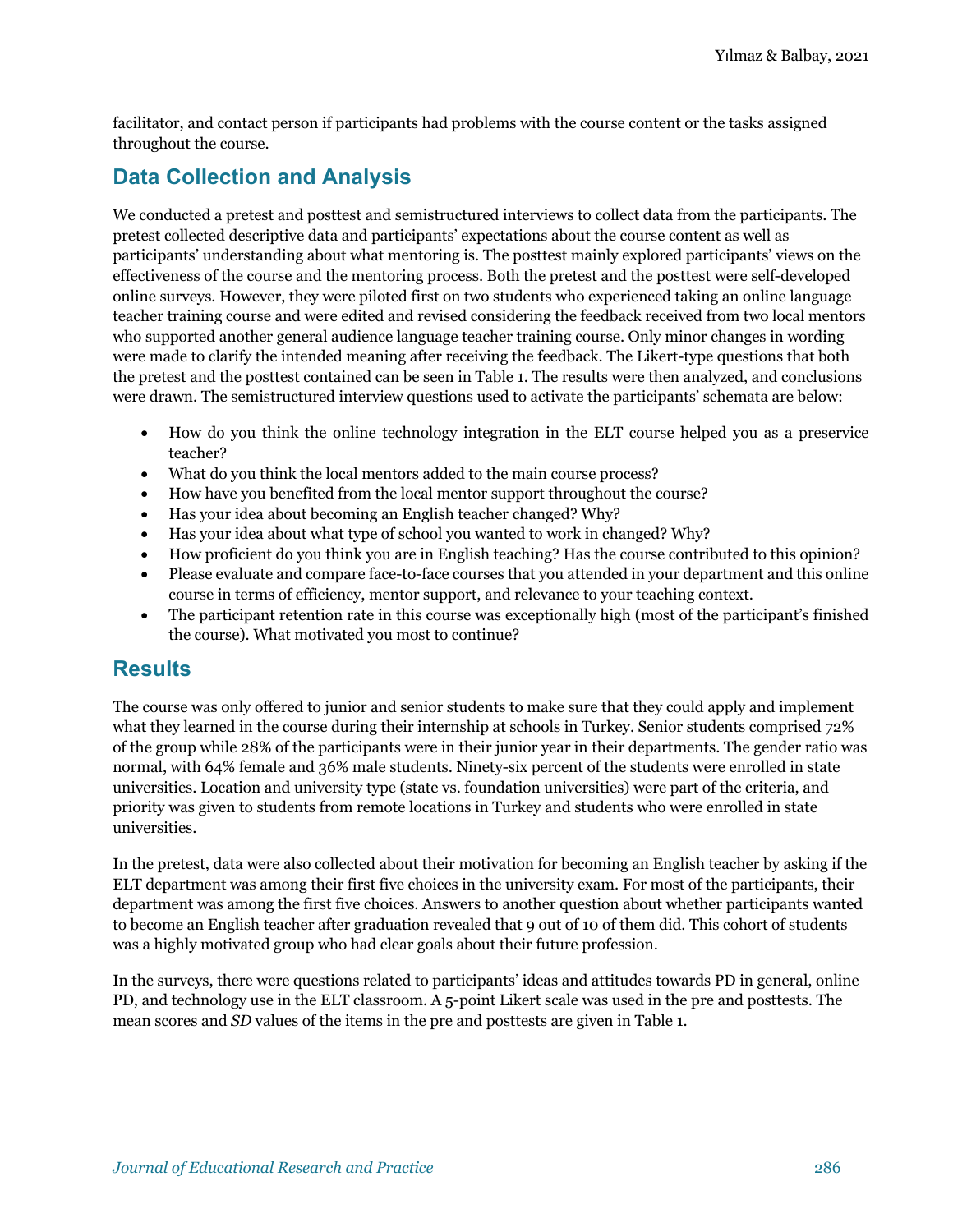facilitator, and contact person if participants had problems with the course content or the tasks assigned throughout the course.

## Data Collection and Analysis

We conducted a pretest and posttest and semistructured interviews to collect data from the participants. The pretest collected descriptive data and participants' expectations about the course content as well as participants' understanding about what mentoring is. The posttest mainly explored participants' views on the effectiveness of the course and the mentoring process. Both the pretest and the posttest were self-developed online surveys. However, they were piloted first on two students who experienced taking an online language teacher training course and were edited and revised considering the feedback received from two local mentors who supported another general audience language teacher training course. Only minor changes in wording were made to clarify the intended meaning after receiving the feedback. The Likert-type questions that both the pretest and the posttest contained can be seen in Table 1. The results were then analyzed, and conclusions were drawn. The semistructured interview questions used to activate the participants' schemata are below:

- How do you think the online technology integration in the ELT course helped you as a preservice teacher?
- What do you think the local mentors added to the main course process?
- How have you benefited from the local mentor support throughout the course?
- Has your idea about becoming an English teacher changed? Why?
- Has your idea about what type of school you wanted to work in changed? Why?
- How proficient do you think you are in English teaching? Has the course contributed to this opinion?
- Please evaluate and compare face-to-face courses that you attended in your department and this online course in terms of efficiency, mentor support, and relevance to your teaching context.
- The participant retention rate in this course was exceptionally high (most of the participant's finished the course). What motivated you most to continue?

## Results

The course was only offered to junior and senior students to make sure that they could apply and implement what they learned in the course during their internship at schools in Turkey. Senior students comprised 72% of the group while 28% of the participants were in their junior year in their departments. The gender ratio was normal, with 64% female and 36% male students. Ninety-six percent of the students were enrolled in state universities. Location and university type (state vs. foundation universities) were part of the criteria, and priority was given to students from remote locations in Turkey and students who were enrolled in state universities.

In the pretest, data were also collected about their motivation for becoming an English teacher by asking if the ELT department was among their first five choices in the university exam. For most of the participants, their department was among the first five choices. Answers to another question about whether participants wanted to become an English teacher after graduation revealed that 9 out of 10 of them did. This cohort of students was a highly motivated group who had clear goals about their future profession.

In the surveys, there were questions related to participants' ideas and attitudes towards PD in general, online PD, and technology use in the ELT classroom. A 5-point Likert scale was used in the pre and posttests. The mean scores and *SD* values of the items in the pre and posttests are given in Table 1.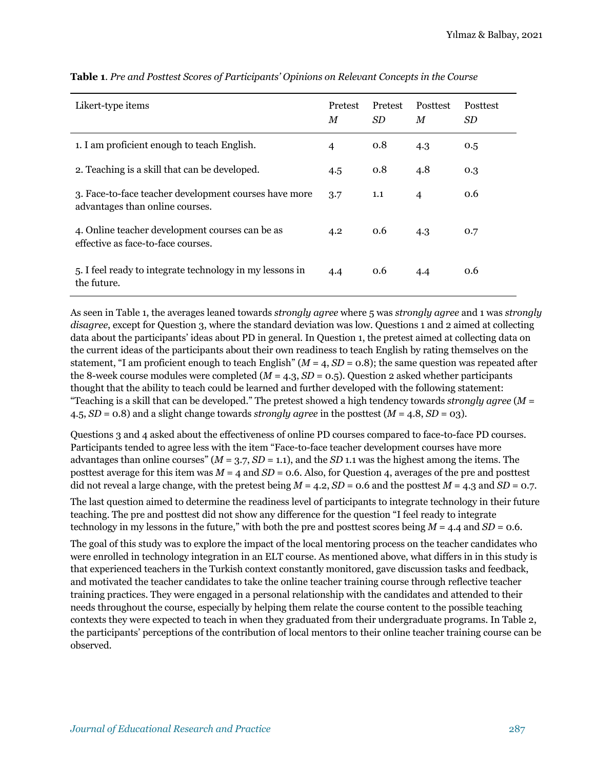**Table 1**. *Pre and Posttest Scores of Participants' Opinions on Relevant Concepts in the Course*

| Likert-type items | Pretest *M* | Pretest *SD* | Posttest *M* | Posttest *SD* |
|---|---|---|---|---|
| 1. I am proficient enough to teach English. | 4 | 0.8 | 4.3 | 0.5 |
| 2. Teaching is a skill that can be developed. | 4.5 | 0.8 | 4.8 | 0.3 |
| 3. Face-to-face teacher development courses have more advantages than online courses. | 3.7 | 1.1 | 4 | 0.6 |
| 4. Online teacher development courses can be as effective as face-to-face courses. | 4.2 | 0.6 | 4.3 | 0.7 |
| 5. I feel ready to integrate technology in my lessons in the future. | 4.4 | 0.6 | 4.4 | 0.6 |

As seen in Table 1, the averages leaned towards *strongly agree* where 5 was *strongly agree* and 1 was *strongly disagree*, except for Question 3, where the standard deviation was low. Questions 1 and 2 aimed at collecting data about the participants' ideas about PD in general. In Question 1, the pretest aimed at collecting data on the current ideas of the participants about their own readiness to teach English by rating themselves on the statement, "I am proficient enough to teach English" ($M$ = 4, $SD$ = 0.8); the same question was repeated after the 8-week course modules were completed ($M$ = 4.3, $SD$ = 0.5). Question 2 asked whether participants thought that the ability to teach could be learned and further developed with the following statement: "Teaching is a skill that can be developed." The pretest showed a high tendency towards *strongly agree* ($M$ = 4.5, $SD$ = 0.8) and a slight change towards *strongly agree* in the posttest ($M$ = 4.8, $SD$ = 03).

Questions 3 and 4 asked about the effectiveness of online PD courses compared to face-to-face PD courses. Participants tended to agree less with the item "Face-to-face teacher development courses have more advantages than online courses" ($M$ = 3.7, $SD$ = 1.1), and the $SD$ 1.1 was the highest among the items. The posttest average for this item was $M$ = 4 and $SD$ = 0.6. Also, for Question 4, averages of the pre and posttest did not reveal a large change, with the pretest being $M$ = 4.2, $SD$ = 0.6 and the posttest $M$ = 4.3 and $SD$ = 0.7.

The last question aimed to determine the readiness level of participants to integrate technology in their future teaching. The pre and posttest did not show any difference for the question "I feel ready to integrate technology in my lessons in the future," with both the pre and posttest scores being $M$ = 4.4 and $SD$ = 0.6.

The goal of this study was to explore the impact of the local mentoring process on the teacher candidates who were enrolled in technology integration in an ELT course. As mentioned above, what differs in in this study is that experienced teachers in the Turkish context constantly monitored, gave discussion tasks and feedback, and motivated the teacher candidates to take the online teacher training course through reflective teacher training practices. They were engaged in a personal relationship with the candidates and attended to their needs throughout the course, especially by helping them relate the course content to the possible teaching contexts they were expected to teach in when they graduated from their undergraduate programs. In Table 2, the participants' perceptions of the contribution of local mentors to their online teacher training course can be observed.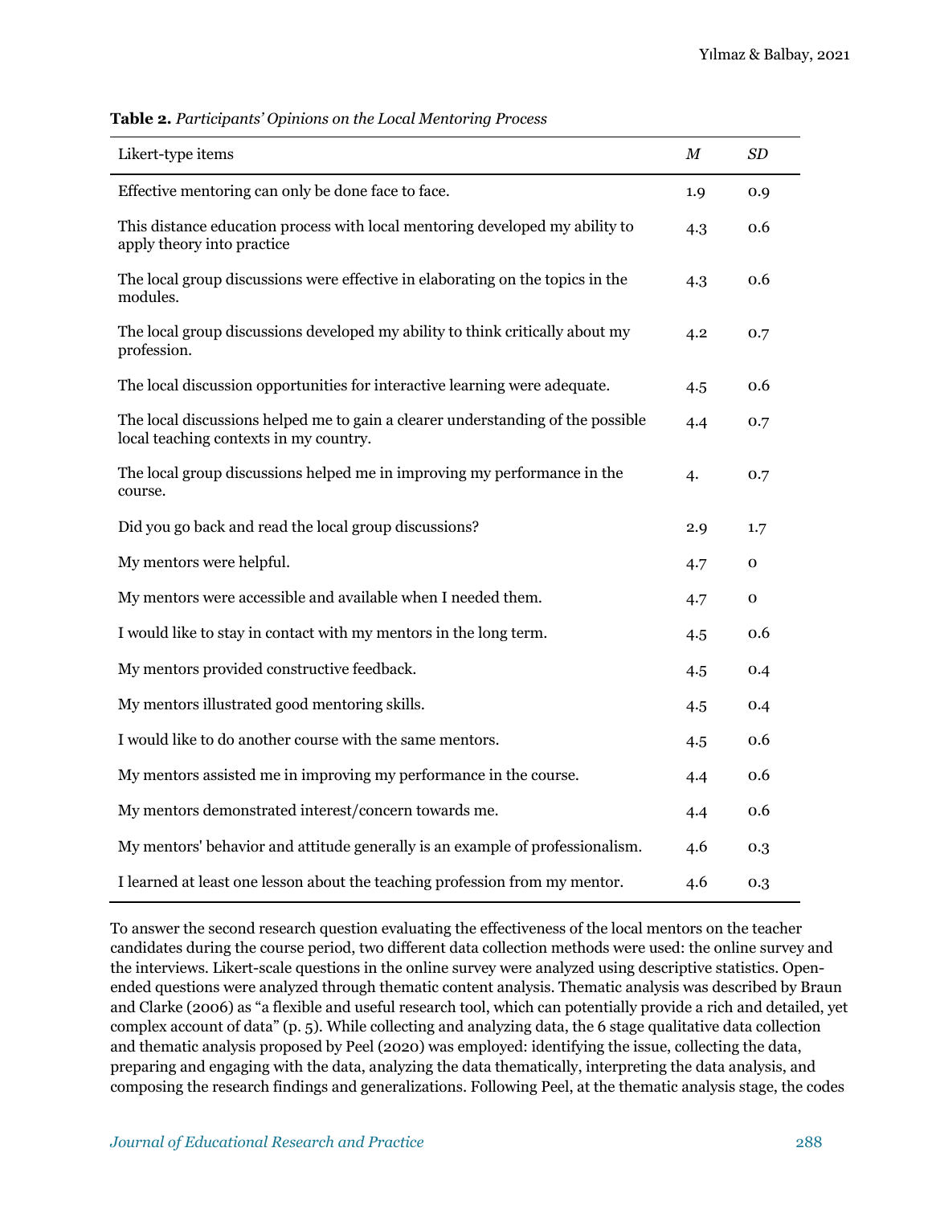**Table 2.** *Participants' Opinions on the Local Mentoring Process*

| Likert-type items | *M* | *SD* |
|---|---|---|
| Effective mentoring can only be done face to face. | 1.9 | 0.9 |
| This distance education process with local mentoring developed my ability to apply theory into practice | 4.3 | 0.6 |
| The local group discussions were effective in elaborating on the topics in the modules. | 4.3 | 0.6 |
| The local group discussions developed my ability to think critically about my profession. | 4.2 | 0.7 |
| The local discussion opportunities for interactive learning were adequate. | 4.5 | 0.6 |
| The local discussions helped me to gain a clearer understanding of the possible local teaching contexts in my country. | 4.4 | 0.7 |
| The local group discussions helped me in improving my performance in the course. | 4. | 0.7 |
| Did you go back and read the local group discussions? | 2.9 | 1.7 |
| My mentors were helpful. | 4.7 | 0 |
| My mentors were accessible and available when I needed them. | 4.7 | 0 |
| I would like to stay in contact with my mentors in the long term. | 4.5 | 0.6 |
| My mentors provided constructive feedback. | 4.5 | 0.4 |
| My mentors illustrated good mentoring skills. | 4.5 | 0.4 |
| I would like to do another course with the same mentors. | 4.5 | 0.6 |
| My mentors assisted me in improving my performance in the course. | 4.4 | 0.6 |
| My mentors demonstrated interest/concern towards me. | 4.4 | 0.6 |
| My mentors' behavior and attitude generally is an example of professionalism. | 4.6 | 0.3 |
| I learned at least one lesson about the teaching profession from my mentor. | 4.6 | 0.3 |

To answer the second research question evaluating the effectiveness of the local mentors on the teacher candidates during the course period, two different data collection methods were used: the online survey and the interviews. Likert-scale questions in the online survey were analyzed using descriptive statistics. Open-ended questions were analyzed through thematic content analysis. Thematic analysis was described by Braun and Clarke (2006) as "a flexible and useful research tool, which can potentially provide a rich and detailed, yet complex account of data" (p. 5). While collecting and analyzing data, the 6 stage qualitative data collection and thematic analysis proposed by Peel (2020) was employed: identifying the issue, collecting the data, preparing and engaging with the data, analyzing the data thematically, interpreting the data analysis, and composing the research findings and generalizations. Following Peel, at the thematic analysis stage, the codes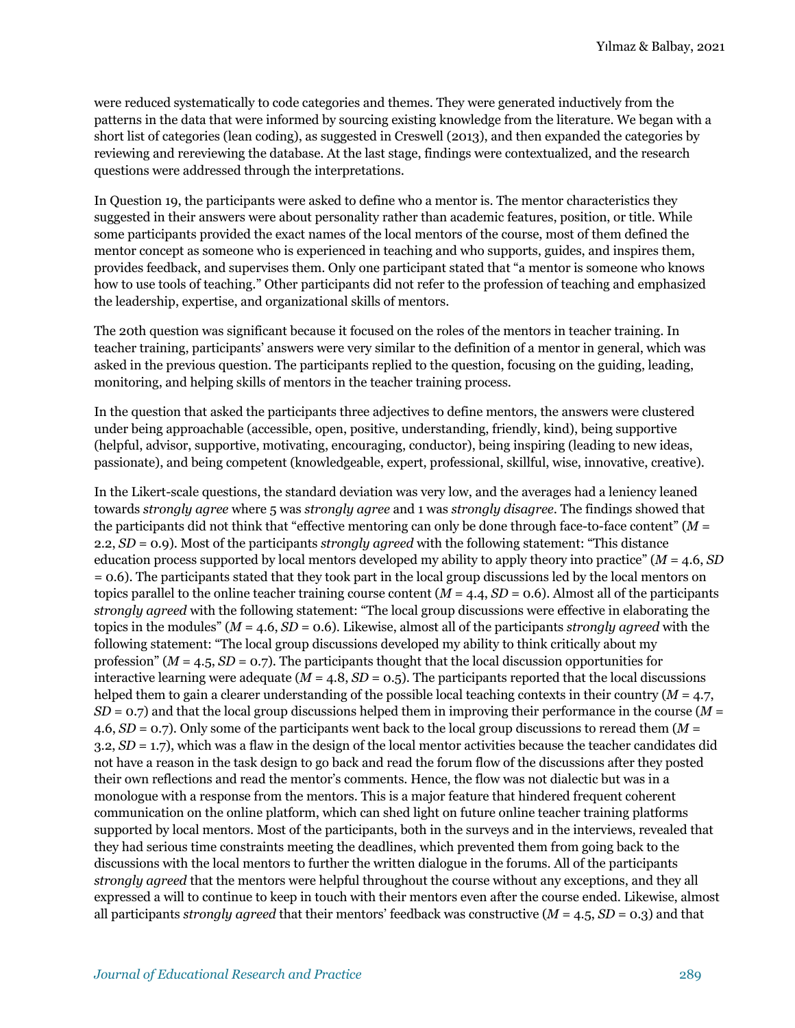were reduced systematically to code categories and themes. They were generated inductively from the patterns in the data that were informed by sourcing existing knowledge from the literature. We began with a short list of categories (lean coding), as suggested in Creswell (2013), and then expanded the categories by reviewing and rereviewing the database. At the last stage, findings were contextualized, and the research questions were addressed through the interpretations.

In Question 19, the participants were asked to define who a mentor is. The mentor characteristics they suggested in their answers were about personality rather than academic features, position, or title. While some participants provided the exact names of the local mentors of the course, most of them defined the mentor concept as someone who is experienced in teaching and who supports, guides, and inspires them, provides feedback, and supervises them. Only one participant stated that "a mentor is someone who knows how to use tools of teaching." Other participants did not refer to the profession of teaching and emphasized the leadership, expertise, and organizational skills of mentors.

The 20th question was significant because it focused on the roles of the mentors in teacher training. In teacher training, participants' answers were very similar to the definition of a mentor in general, which was asked in the previous question. The participants replied to the question, focusing on the guiding, leading, monitoring, and helping skills of mentors in the teacher training process.

In the question that asked the participants three adjectives to define mentors, the answers were clustered under being approachable (accessible, open, positive, understanding, friendly, kind), being supportive (helpful, advisor, supportive, motivating, encouraging, conductor), being inspiring (leading to new ideas, passionate), and being competent (knowledgeable, expert, professional, skillful, wise, innovative, creative).

In the Likert-scale questions, the standard deviation was very low, and the averages had a leniency leaned towards *strongly agree* where 5 was *strongly agree* and 1 was *strongly disagree*. The findings showed that the participants did not think that "effective mentoring can only be done through face-to-face content" ($M$ = 2.2, $SD$ = 0.9). Most of the participants *strongly agreed* with the following statement: "This distance education process supported by local mentors developed my ability to apply theory into practice" ($M$ = 4.6, $SD$ = 0.6). The participants stated that they took part in the local group discussions led by the local mentors on topics parallel to the online teacher training course content ($M$ = 4.4, $SD$ = 0.6). Almost all of the participants *strongly agreed* with the following statement: "The local group discussions were effective in elaborating the topics in the modules" ($M$ = 4.6, $SD$ = 0.6). Likewise, almost all of the participants *strongly agreed* with the following statement: "The local group discussions developed my ability to think critically about my profession" ($M$ = 4.5, $SD$ = 0.7). The participants thought that the local discussion opportunities for interactive learning were adequate ($M$ = 4.8, $SD$ = 0.5). The participants reported that the local discussions helped them to gain a clearer understanding of the possible local teaching contexts in their country ($M$ = 4.7, $SD$ = 0.7) and that the local group discussions helped them in improving their performance in the course ($M$ = 4.6, $SD$ = 0.7). Only some of the participants went back to the local group discussions to reread them ($M$ = 3.2, $SD$ = 1.7), which was a flaw in the design of the local mentor activities because the teacher candidates did not have a reason in the task design to go back and read the forum flow of the discussions after they posted their own reflections and read the mentor's comments. Hence, the flow was not dialectic but was in a monologue with a response from the mentors. This is a major feature that hindered frequent coherent communication on the online platform, which can shed light on future online teacher training platforms supported by local mentors. Most of the participants, both in the surveys and in the interviews, revealed that they had serious time constraints meeting the deadlines, which prevented them from going back to the discussions with the local mentors to further the written dialogue in the forums. All of the participants *strongly agreed* that the mentors were helpful throughout the course without any exceptions, and they all expressed a will to continue to keep in touch with their mentors even after the course ended. Likewise, almost all participants *strongly agreed* that their mentors' feedback was constructive ($M$ = 4.5, $SD$ = 0.3) and that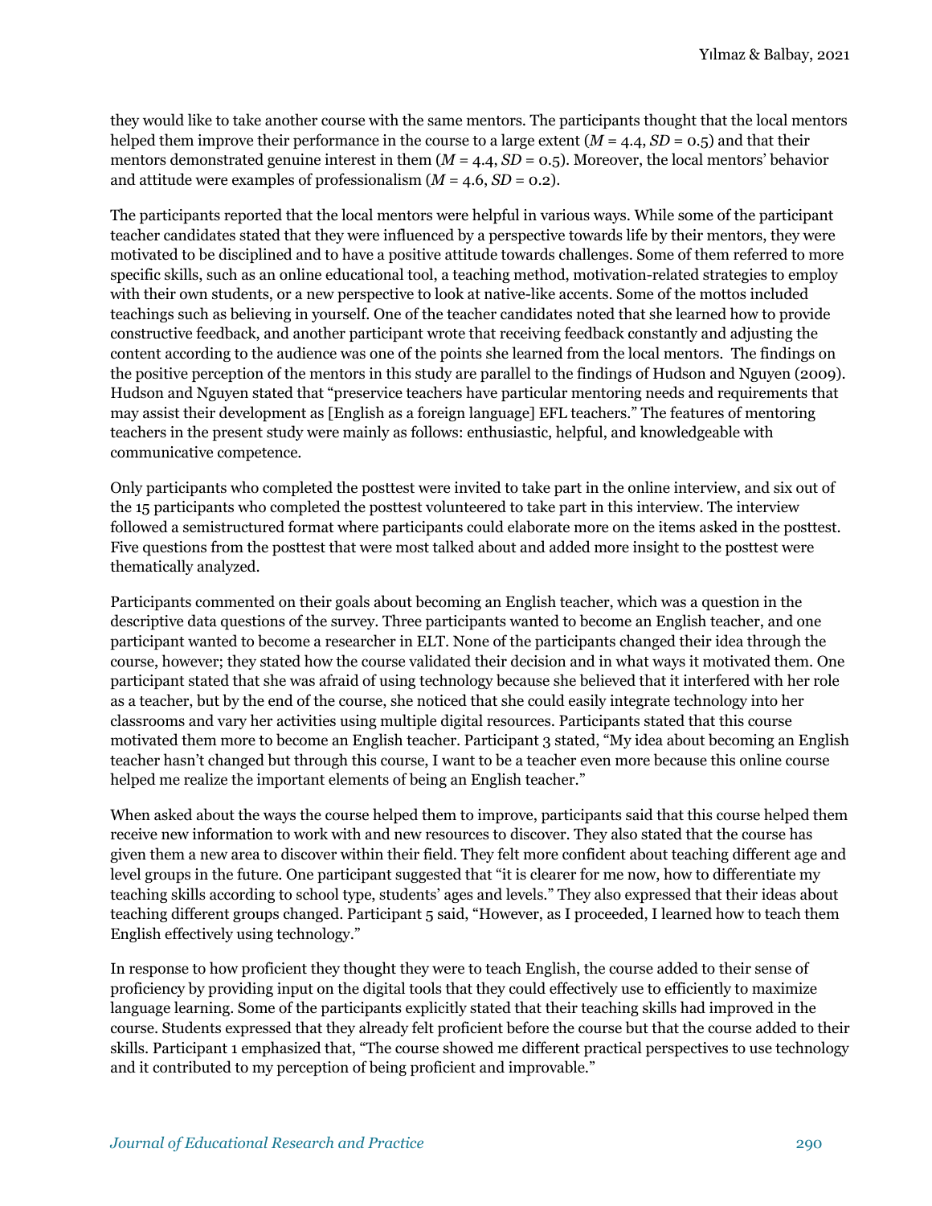they would like to take another course with the same mentors. The participants thought that the local mentors helped them improve their performance in the course to a large extent ($M$ = 4.4, $SD$ = 0.5) and that their mentors demonstrated genuine interest in them ($M$ = 4.4, $SD$ = 0.5). Moreover, the local mentors' behavior and attitude were examples of professionalism ($M$ = 4.6, $SD$ = 0.2).

The participants reported that the local mentors were helpful in various ways. While some of the participant teacher candidates stated that they were influenced by a perspective towards life by their mentors, they were motivated to be disciplined and to have a positive attitude towards challenges. Some of them referred to more specific skills, such as an online educational tool, a teaching method, motivation-related strategies to employ with their own students, or a new perspective to look at native-like accents. Some of the mottos included teachings such as believing in yourself. One of the teacher candidates noted that she learned how to provide constructive feedback, and another participant wrote that receiving feedback constantly and adjusting the content according to the audience was one of the points she learned from the local mentors. The findings on the positive perception of the mentors in this study are parallel to the findings of Hudson and Nguyen (2009). Hudson and Nguyen stated that "preservice teachers have particular mentoring needs and requirements that may assist their development as [English as a foreign language] EFL teachers." The features of mentoring teachers in the present study were mainly as follows: enthusiastic, helpful, and knowledgeable with communicative competence.

Only participants who completed the posttest were invited to take part in the online interview, and six out of the 15 participants who completed the posttest volunteered to take part in this interview. The interview followed a semistructured format where participants could elaborate more on the items asked in the posttest. Five questions from the posttest that were most talked about and added more insight to the posttest were thematically analyzed.

Participants commented on their goals about becoming an English teacher, which was a question in the descriptive data questions of the survey. Three participants wanted to become an English teacher, and one participant wanted to become a researcher in ELT. None of the participants changed their idea through the course, however; they stated how the course validated their decision and in what ways it motivated them. One participant stated that she was afraid of using technology because she believed that it interfered with her role as a teacher, but by the end of the course, she noticed that she could easily integrate technology into her classrooms and vary her activities using multiple digital resources. Participants stated that this course motivated them more to become an English teacher. Participant 3 stated, "My idea about becoming an English teacher hasn't changed but through this course, I want to be a teacher even more because this online course helped me realize the important elements of being an English teacher."

When asked about the ways the course helped them to improve, participants said that this course helped them receive new information to work with and new resources to discover. They also stated that the course has given them a new area to discover within their field. They felt more confident about teaching different age and level groups in the future. One participant suggested that "it is clearer for me now, how to differentiate my teaching skills according to school type, students' ages and levels." They also expressed that their ideas about teaching different groups changed. Participant 5 said, "However, as I proceeded, I learned how to teach them English effectively using technology."

In response to how proficient they thought they were to teach English, the course added to their sense of proficiency by providing input on the digital tools that they could effectively use to efficiently to maximize language learning. Some of the participants explicitly stated that their teaching skills had improved in the course. Students expressed that they already felt proficient before the course but that the course added to their skills. Participant 1 emphasized that, "The course showed me different practical perspectives to use technology and it contributed to my perception of being proficient and improvable."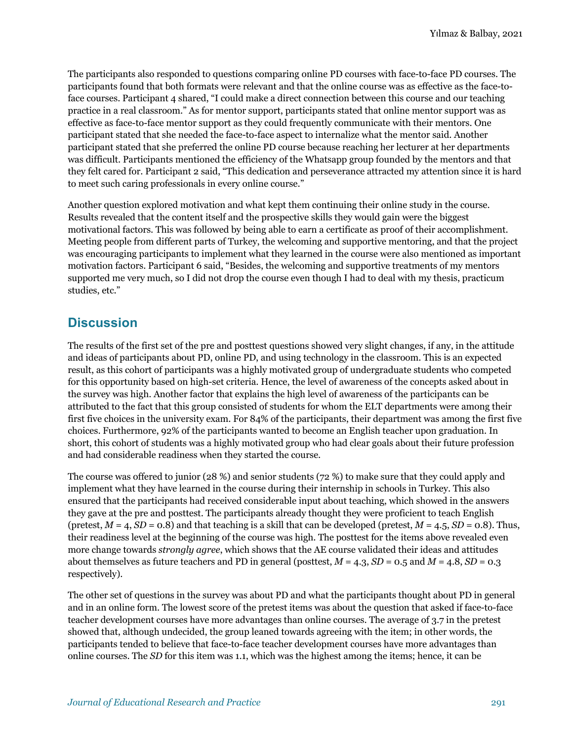The participants also responded to questions comparing online PD courses with face-to-face PD courses. The participants found that both formats were relevant and that the online course was as effective as the face-to-face courses. Participant 4 shared, "I could make a direct connection between this course and our teaching practice in a real classroom." As for mentor support, participants stated that online mentor support was as effective as face-to-face mentor support as they could frequently communicate with their mentors. One participant stated that she needed the face-to-face aspect to internalize what the mentor said. Another participant stated that she preferred the online PD course because reaching her lecturer at her departments was difficult. Participants mentioned the efficiency of the Whatsapp group founded by the mentors and that they felt cared for. Participant 2 said, "This dedication and perseverance attracted my attention since it is hard to meet such caring professionals in every online course."

Another question explored motivation and what kept them continuing their online study in the course. Results revealed that the content itself and the prospective skills they would gain were the biggest motivational factors. This was followed by being able to earn a certificate as proof of their accomplishment. Meeting people from different parts of Turkey, the welcoming and supportive mentoring, and that the project was encouraging participants to implement what they learned in the course were also mentioned as important motivation factors. Participant 6 said, "Besides, the welcoming and supportive treatments of my mentors supported me very much, so I did not drop the course even though I had to deal with my thesis, practicum studies, etc."

## Discussion

The results of the first set of the pre and posttest questions showed very slight changes, if any, in the attitude and ideas of participants about PD, online PD, and using technology in the classroom. This is an expected result, as this cohort of participants was a highly motivated group of undergraduate students who competed for this opportunity based on high-set criteria. Hence, the level of awareness of the concepts asked about in the survey was high. Another factor that explains the high level of awareness of the participants can be attributed to the fact that this group consisted of students for whom the ELT departments were among their first five choices in the university exam. For 84% of the participants, their department was among the first five choices. Furthermore, 92% of the participants wanted to become an English teacher upon graduation. In short, this cohort of students was a highly motivated group who had clear goals about their future profession and had considerable readiness when they started the course.

The course was offered to junior (28 %) and senior students (72 %) to make sure that they could apply and implement what they have learned in the course during their internship in schools in Turkey. This also ensured that the participants had received considerable input about teaching, which showed in the answers they gave at the pre and posttest. The participants already thought they were proficient to teach English (pretest, $M$ = 4, $SD$ = 0.8) and that teaching is a skill that can be developed (pretest, $M$ = 4.5, $SD$ = 0.8). Thus, their readiness level at the beginning of the course was high. The posttest for the items above revealed even more change towards *strongly agree*, which shows that the AE course validated their ideas and attitudes about themselves as future teachers and PD in general (posttest, $M$ = 4.3, $SD$ = 0.5 and $M$ = 4.8, $SD$ = 0.3 respectively).

The other set of questions in the survey was about PD and what the participants thought about PD in general and in an online form. The lowest score of the pretest items was about the question that asked if face-to-face teacher development courses have more advantages than online courses. The average of 3.7 in the pretest showed that, although undecided, the group leaned towards agreeing with the item; in other words, the participants tended to believe that face-to-face teacher development courses have more advantages than online courses. The $SD$ for this item was 1.1, which was the highest among the items; hence, it can be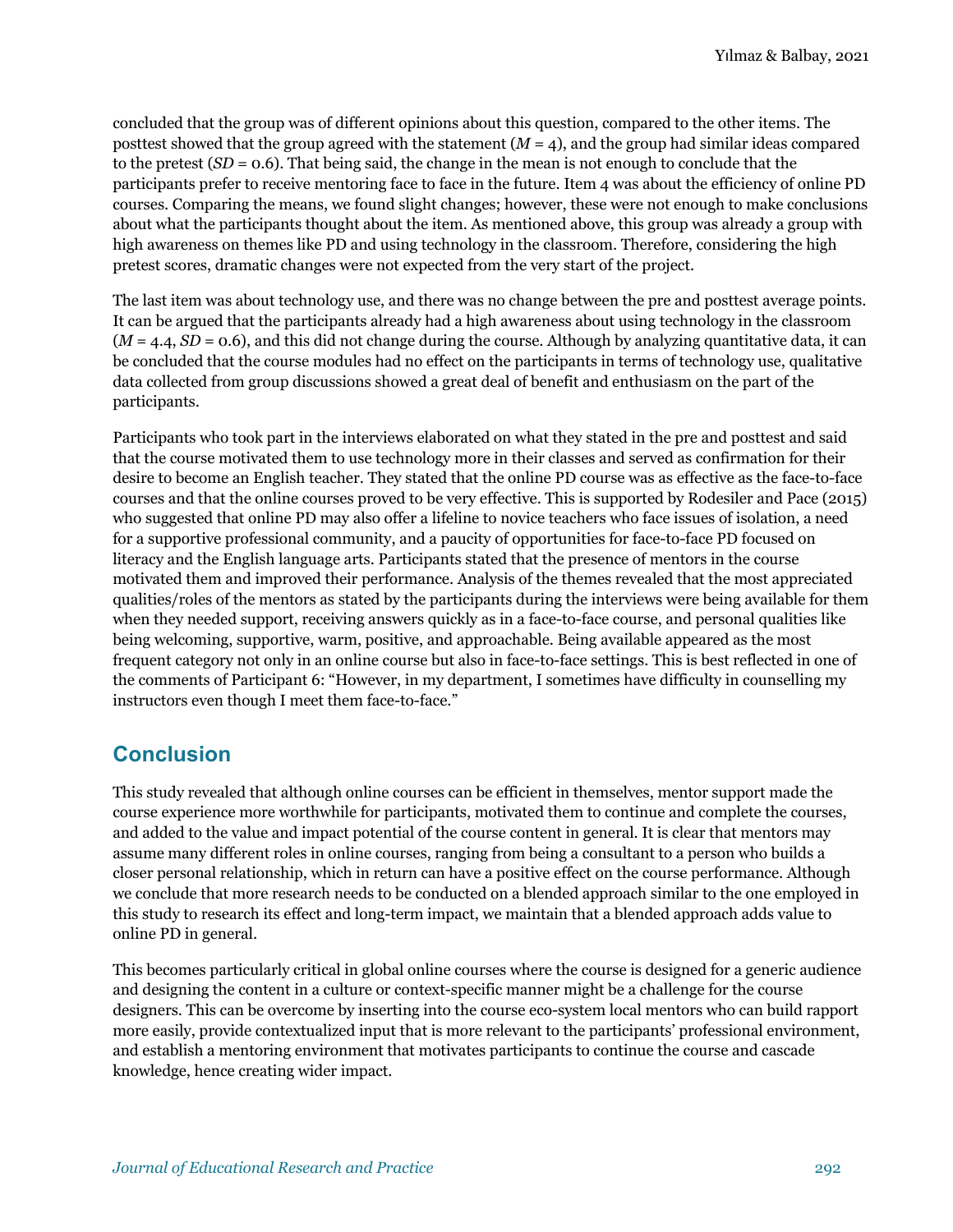concluded that the group was of different opinions about this question, compared to the other items. The posttest showed that the group agreed with the statement ($M$ = 4), and the group had similar ideas compared to the pretest ($SD$ = 0.6). That being said, the change in the mean is not enough to conclude that the participants prefer to receive mentoring face to face in the future. Item 4 was about the efficiency of online PD courses. Comparing the means, we found slight changes; however, these were not enough to make conclusions about what the participants thought about the item. As mentioned above, this group was already a group with high awareness on themes like PD and using technology in the classroom. Therefore, considering the high pretest scores, dramatic changes were not expected from the very start of the project.

The last item was about technology use, and there was no change between the pre and posttest average points. It can be argued that the participants already had a high awareness about using technology in the classroom ($M$ = 4.4, $SD$ = 0.6), and this did not change during the course. Although by analyzing quantitative data, it can be concluded that the course modules had no effect on the participants in terms of technology use, qualitative data collected from group discussions showed a great deal of benefit and enthusiasm on the part of the participants.

Participants who took part in the interviews elaborated on what they stated in the pre and posttest and said that the course motivated them to use technology more in their classes and served as confirmation for their desire to become an English teacher. They stated that the online PD course was as effective as the face-to-face courses and that the online courses proved to be very effective. This is supported by Rodesiler and Pace (2015) who suggested that online PD may also offer a lifeline to novice teachers who face issues of isolation, a need for a supportive professional community, and a paucity of opportunities for face-to-face PD focused on literacy and the English language arts. Participants stated that the presence of mentors in the course motivated them and improved their performance. Analysis of the themes revealed that the most appreciated qualities/roles of the mentors as stated by the participants during the interviews were being available for them when they needed support, receiving answers quickly as in a face-to-face course, and personal qualities like being welcoming, supportive, warm, positive, and approachable. Being available appeared as the most frequent category not only in an online course but also in face-to-face settings. This is best reflected in one of the comments of Participant 6: "However, in my department, I sometimes have difficulty in counselling my instructors even though I meet them face-to-face."

## Conclusion

This study revealed that although online courses can be efficient in themselves, mentor support made the course experience more worthwhile for participants, motivated them to continue and complete the courses, and added to the value and impact potential of the course content in general. It is clear that mentors may assume many different roles in online courses, ranging from being a consultant to a person who builds a closer personal relationship, which in return can have a positive effect on the course performance. Although we conclude that more research needs to be conducted on a blended approach similar to the one employed in this study to research its effect and long-term impact, we maintain that a blended approach adds value to online PD in general.

This becomes particularly critical in global online courses where the course is designed for a generic audience and designing the content in a culture or context-specific manner might be a challenge for the course designers. This can be overcome by inserting into the course eco-system local mentors who can build rapport more easily, provide contextualized input that is more relevant to the participants' professional environment, and establish a mentoring environment that motivates participants to continue the course and cascade knowledge, hence creating wider impact.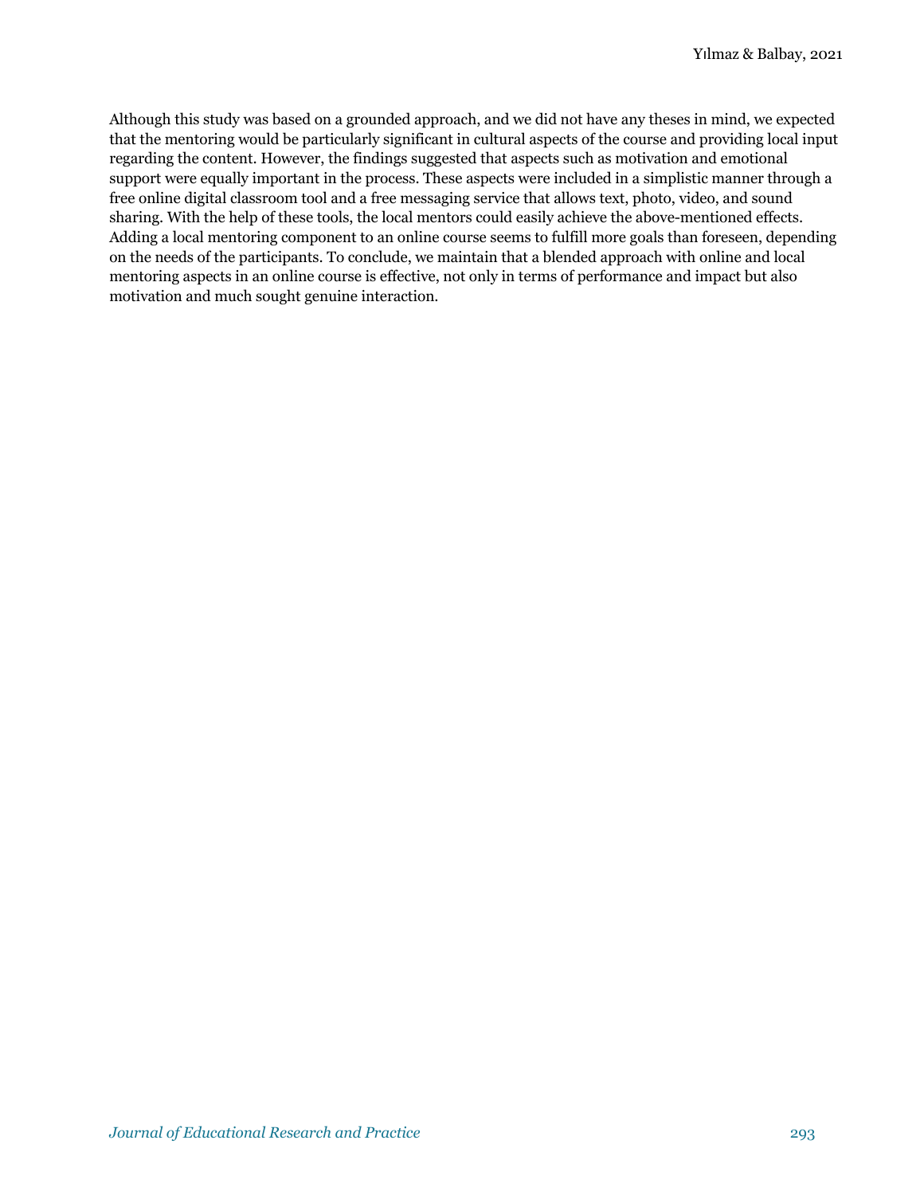Although this study was based on a grounded approach, and we did not have any theses in mind, we expected that the mentoring would be particularly significant in cultural aspects of the course and providing local input regarding the content. However, the findings suggested that aspects such as motivation and emotional support were equally important in the process. These aspects were included in a simplistic manner through a free online digital classroom tool and a free messaging service that allows text, photo, video, and sound sharing. With the help of these tools, the local mentors could easily achieve the above-mentioned effects. Adding a local mentoring component to an online course seems to fulfill more goals than foreseen, depending on the needs of the participants. To conclude, we maintain that a blended approach with online and local mentoring aspects in an online course is effective, not only in terms of performance and impact but also motivation and much sought genuine interaction.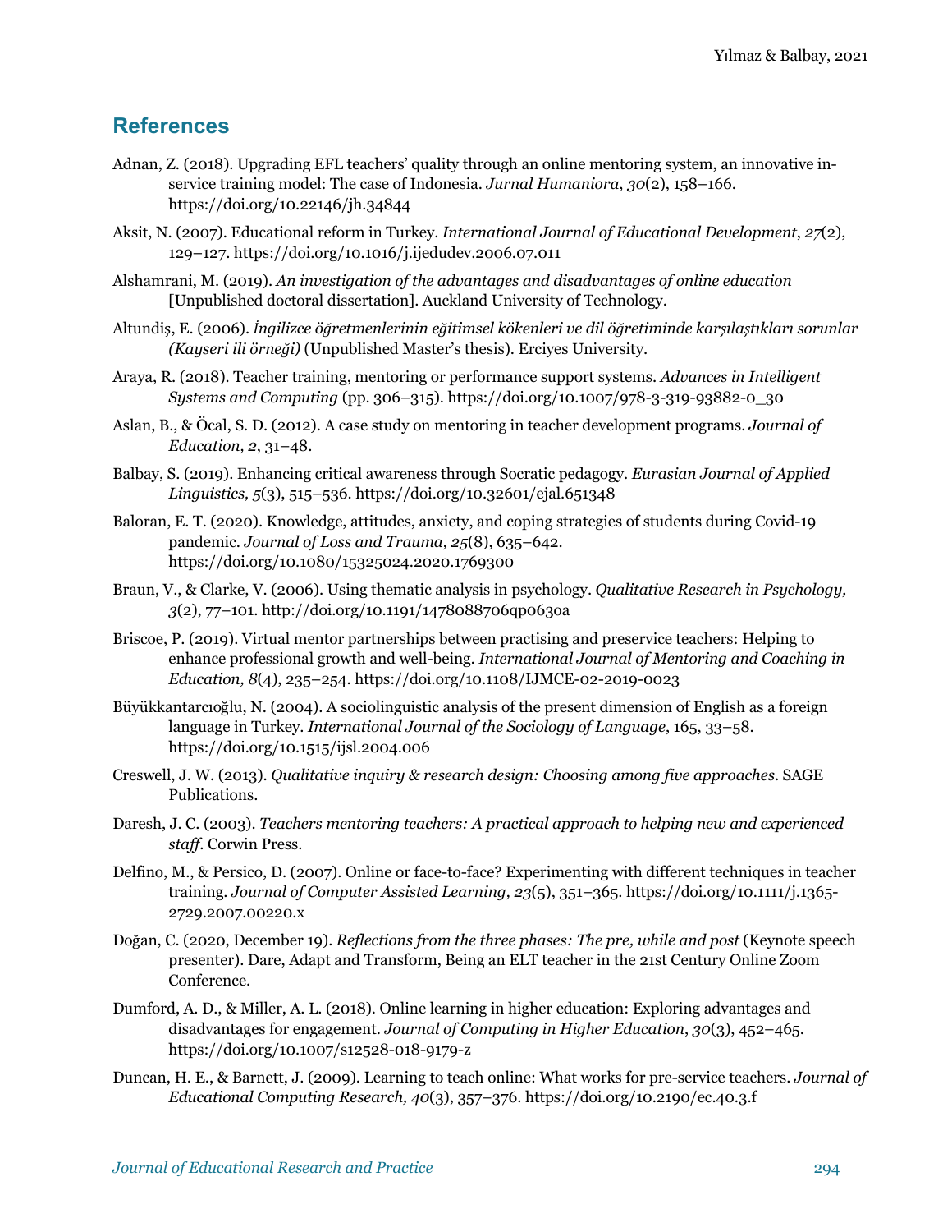## References

Adnan, Z. (2018). Upgrading EFL teachers' quality through an online mentoring system, an innovative in-service training model: The case of Indonesia. *Jurnal Humaniora*, *30*(2), 158–166. https://doi.org/10.22146/jh.34844

Aksit, N. (2007). Educational reform in Turkey. *International Journal of Educational Development*, *27*(2), 129–127. https://doi.org/10.1016/j.ijedudev.2006.07.011

Alshamrani, M. (2019). *An investigation of the advantages and disadvantages of online education* [Unpublished doctoral dissertation]. Auckland University of Technology.

Altundiş, E. (2006). *İngilizce öğretmenlerinin eğitimsel kökenleri ve dil öğretiminde karşılaştıkları sorunlar (Kayseri ili örneği)* (Unpublished Master's thesis). Erciyes University.

Araya, R. (2018). Teacher training, mentoring or performance support systems. *Advances in Intelligent Systems and Computing* (pp. 306–315). https://doi.org/10.1007/978-3-319-93882-0_30

Aslan, B., & Öcal, S. D. (2012). A case study on mentoring in teacher development programs. *Journal of Education, 2*, 31–48.

Balbay, S. (2019). Enhancing critical awareness through Socratic pedagogy. *Eurasian Journal of Applied Linguistics, 5*(3), 515–536. https://doi.org/10.32601/ejal.651348

Baloran, E. T. (2020). Knowledge, attitudes, anxiety, and coping strategies of students during Covid-19 pandemic. *Journal of Loss and Trauma, 25*(8), 635–642. https://doi.org/10.1080/15325024.2020.1769300

Braun, V., & Clarke, V. (2006). Using thematic analysis in psychology. *Qualitative Research in Psychology, 3*(2), 77–101. http://doi.org/10.1191/1478088706qp063oa

Briscoe, P. (2019). Virtual mentor partnerships between practising and preservice teachers: Helping to enhance professional growth and well-being. *International Journal of Mentoring and Coaching in Education, 8*(4), 235–254. https://doi.org/10.1108/IJMCE-02-2019-0023

Büyükkantarcıoğlu, N. (2004). A sociolinguistic analysis of the present dimension of English as a foreign language in Turkey. *International Journal of the Sociology of Language*, 165, 33–58. https://doi.org/10.1515/ijsl.2004.006

Creswell, J. W. (2013). *Qualitative inquiry & research design: Choosing among five approaches*. SAGE Publications.

Daresh, J. C. (2003). *Teachers mentoring teachers: A practical approach to helping new and experienced staff*. Corwin Press.

Delfino, M., & Persico, D. (2007). Online or face-to-face? Experimenting with different techniques in teacher training. *Journal of Computer Assisted Learning, 23*(5), 351–365. https://doi.org/10.1111/j.1365-2729.2007.00220.x

Doğan, C. (2020, December 19). *Reflections from the three phases: The pre, while and post* (Keynote speech presenter). Dare, Adapt and Transform, Being an ELT teacher in the 21st Century Online Zoom Conference.

Dumford, A. D., & Miller, A. L. (2018). Online learning in higher education: Exploring advantages and disadvantages for engagement. *Journal of Computing in Higher Education*, *30*(3), 452–465. https://doi.org/10.1007/s12528-018-9179-z

Duncan, H. E., & Barnett, J. (2009). Learning to teach online: What works for pre-service teachers. *Journal of Educational Computing Research, 40*(3), 357–376. https://doi.org/10.2190/ec.40.3.f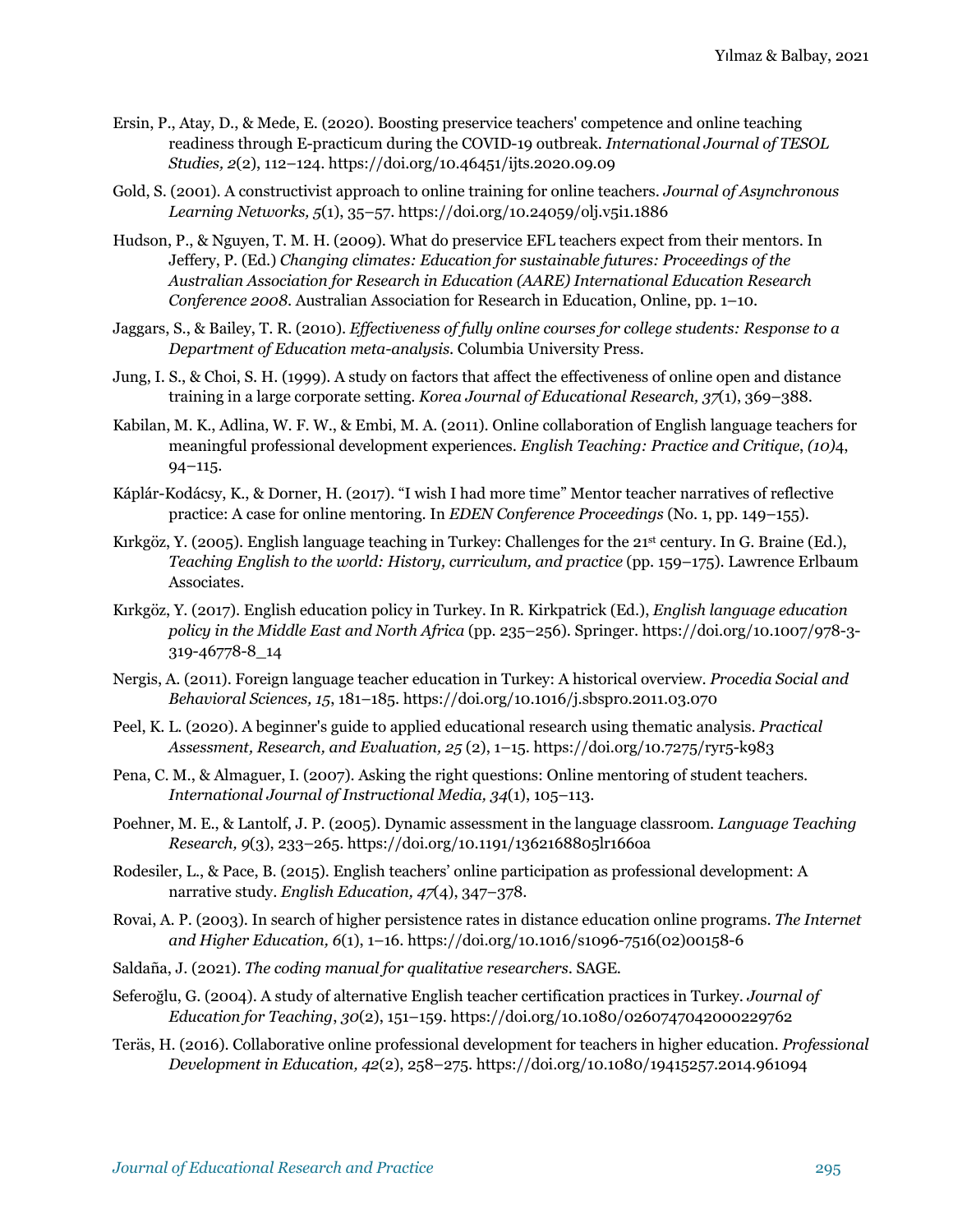Ersin, P., Atay, D., & Mede, E. (2020). Boosting preservice teachers' competence and online teaching readiness through E-practicum during the COVID-19 outbreak. *International Journal of TESOL Studies, 2*(2), 112–124. https://doi.org/10.46451/ijts.2020.09.09

Gold, S. (2001). A constructivist approach to online training for online teachers. *Journal of Asynchronous Learning Networks, 5*(1), 35–57. https://doi.org/10.24059/olj.v5i1.1886

Hudson, P., & Nguyen, T. M. H. (2009). What do preservice EFL teachers expect from their mentors. In Jeffery, P. (Ed.) *Changing climates: Education for sustainable futures: Proceedings of the Australian Association for Research in Education (AARE) International Education Research Conference 2008*. Australian Association for Research in Education, Online, pp. 1–10.

Jaggars, S., & Bailey, T. R. (2010). *Effectiveness of fully online courses for college students: Response to a Department of Education meta-analysis*. Columbia University Press.

Jung, I. S., & Choi, S. H. (1999). A study on factors that affect the effectiveness of online open and distance training in a large corporate setting. *Korea Journal of Educational Research, 37*(1), 369–388.

Kabilan, M. K., Adlina, W. F. W., & Embi, M. A. (2011). Online collaboration of English language teachers for meaningful professional development experiences. *English Teaching: Practice and Critique*, *(10)*4, 94–115.

Káplár-Kodácsy, K., & Dorner, H. (2017). "I wish I had more time" Mentor teacher narratives of reflective practice: A case for online mentoring. In *EDEN Conference Proceedings* (No. 1, pp. 149–155).

Kırkgöz, Y. (2005). English language teaching in Turkey: Challenges for the 21st century. In G. Braine (Ed.), *Teaching English to the world: History, curriculum, and practice* (pp. 159–175). Lawrence Erlbaum Associates.

Kırkgöz, Y. (2017). English education policy in Turkey. In R. Kirkpatrick (Ed.), *English language education policy in the Middle East and North Africa* (pp. 235–256). Springer. https://doi.org/10.1007/978-3-319-46778-8_14

Nergis, A. (2011). Foreign language teacher education in Turkey: A historical overview. *Procedia Social and Behavioral Sciences, 15*, 181–185. https://doi.org/10.1016/j.sbspro.2011.03.070

Peel, K. L. (2020). A beginner's guide to applied educational research using thematic analysis. *Practical Assessment, Research, and Evaluation, 25* (2), 1–15. https://doi.org/10.7275/ryr5-k983

Pena, C. M., & Almaguer, I. (2007). Asking the right questions: Online mentoring of student teachers. *International Journal of Instructional Media, 34*(1), 105–113.

Poehner, M. E., & Lantolf, J. P. (2005). Dynamic assessment in the language classroom. *Language Teaching Research, 9*(3), 233–265. https://doi.org/10.1191/1362168805lr166oa

Rodesiler, L., & Pace, B. (2015). English teachers' online participation as professional development: A narrative study. *English Education, 47*(4), 347–378.

Rovai, A. P. (2003). In search of higher persistence rates in distance education online programs. *The Internet and Higher Education, 6*(1), 1–16. https://doi.org/10.1016/s1096-7516(02)00158-6

Saldaña, J. (2021). *The coding manual for qualitative researchers*. SAGE.

Seferoğlu, G. (2004). A study of alternative English teacher certification practices in Turkey. *Journal of Education for Teaching*, *30*(2), 151–159. https://doi.org/10.1080/0260747042000229762

Teräs, H. (2016). Collaborative online professional development for teachers in higher education. *Professional Development in Education, 42*(2), 258–275. https://doi.org/10.1080/19415257.2014.961094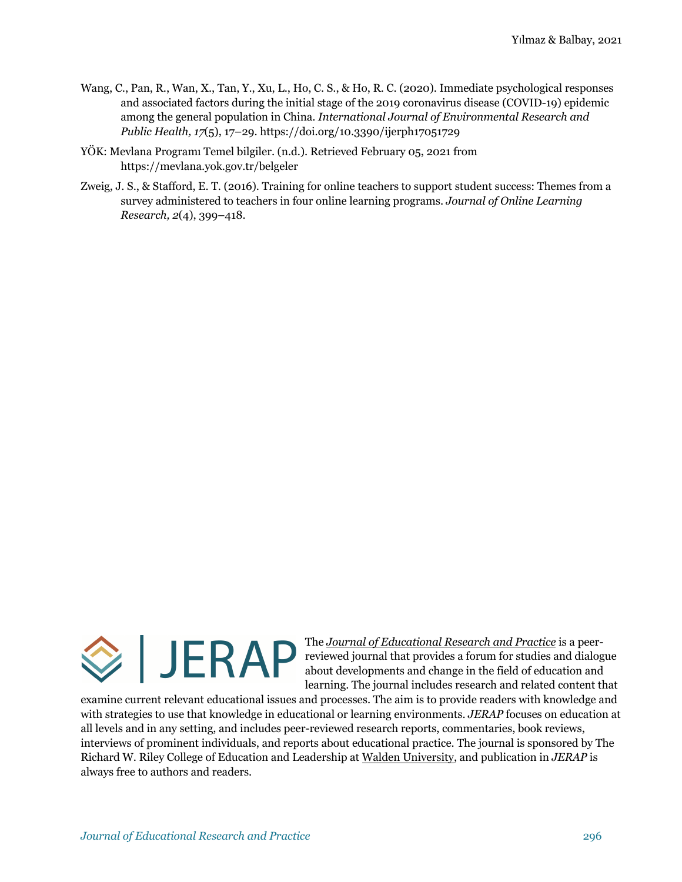Wang, C., Pan, R., Wan, X., Tan, Y., Xu, L., Ho, C. S., & Ho, R. C. (2020). Immediate psychological responses and associated factors during the initial stage of the 2019 coronavirus disease (COVID-19) epidemic among the general population in China. *International Journal of Environmental Research and Public Health, 17*(5), 17–29. https://doi.org/10.3390/ijerph17051729

YÖK: Mevlana Programı Temel bilgiler. (n.d.). Retrieved February 05, 2021 from https://mevlana.yok.gov.tr/belgeler

Zweig, J. S., & Stafford, E. T. (2016). Training for online teachers to support student success: Themes from a survey administered to teachers in four online learning programs. *Journal of Online Learning Research, 2*(4), 399–418.

| JERAP

The *Journal of Educational Research and Practice* is a peer-reviewed journal that provides a forum for studies and dialogue about developments and change in the field of education and learning. The journal includes research and related content that examine current relevant educational issues and processes. The aim is to provide readers with knowledge and with strategies to use that knowledge in educational or learning environments. *JERAP* focuses on education at all levels and in any setting, and includes peer-reviewed research reports, commentaries, book reviews, interviews of prominent individuals, and reports about educational practice. The journal is sponsored by The Richard W. Riley College of Education and Leadership at Walden University, and publication in *JERAP* is always free to authors and readers.